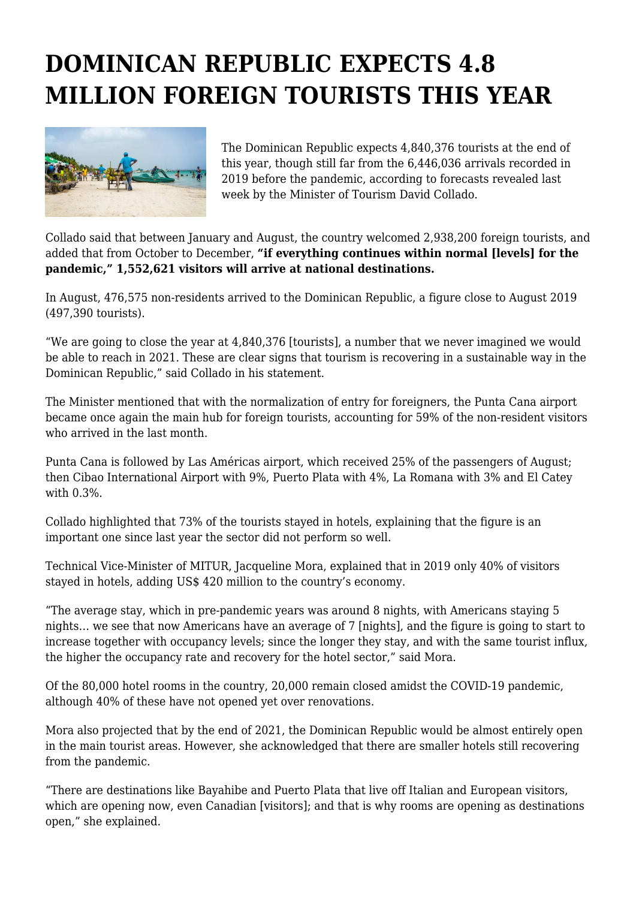# DOMINICAN REPUBLIC EXPECTS 4.8 MILLION FOREIGN TOURISTS THIS YEAR

The Dominican Republic expects 4,840,376 tourists at the end of this year, though still far from the 6,446,036 arrivals recorded in 2019 before the pandemic, according to forecasts revealed last week by the Minister of Tourism David Collado.

Collado said that between January and August, the country welcomed 2,938,200 foreign tourists, and added that from October to December, **"if everything continues within normal [levels] for the pandemic," 1,552,621 visitors will arrive at national destinations.**

In August, 476,575 non-residents arrived to the Dominican Republic, a figure close to August 2019 (497,390 tourists).

"We are going to close the year at 4,840,376 [tourists], a number that we never imagined we would be able to reach in 2021. These are clear signs that tourism is recovering in a sustainable way in the Dominican Republic," said Collado in his statement.

The Minister mentioned that with the normalization of entry for foreigners, the Punta Cana airport became once again the main hub for foreign tourists, accounting for 59% of the non-resident visitors who arrived in the last month.

Punta Cana is followed by Las Américas airport, which received 25% of the passengers of August; then Cibao International Airport with 9%, Puerto Plata with 4%, La Romana with 3% and El Catey with 0.3%.

Collado highlighted that 73% of the tourists stayed in hotels, explaining that the figure is an important one since last year the sector did not perform so well.

Technical Vice-Minister of MITUR, Jacqueline Mora, explained that in 2019 only 40% of visitors stayed in hotels, adding US$ 420 million to the country's economy.

"The average stay, which in pre-pandemic years was around 8 nights, with Americans staying 5 nights… we see that now Americans have an average of 7 [nights], and the figure is going to start to increase together with occupancy levels; since the longer they stay, and with the same tourist influx, the higher the occupancy rate and recovery for the hotel sector," said Mora.

Of the 80,000 hotel rooms in the country, 20,000 remain closed amidst the COVID-19 pandemic, although 40% of these have not opened yet over renovations.

Mora also projected that by the end of 2021, the Dominican Republic would be almost entirely open in the main tourist areas. However, she acknowledged that there are smaller hotels still recovering from the pandemic.

"There are destinations like Bayahibe and Puerto Plata that live off Italian and European visitors, which are opening now, even Canadian [visitors]; and that is why rooms are opening as destinations open," she explained.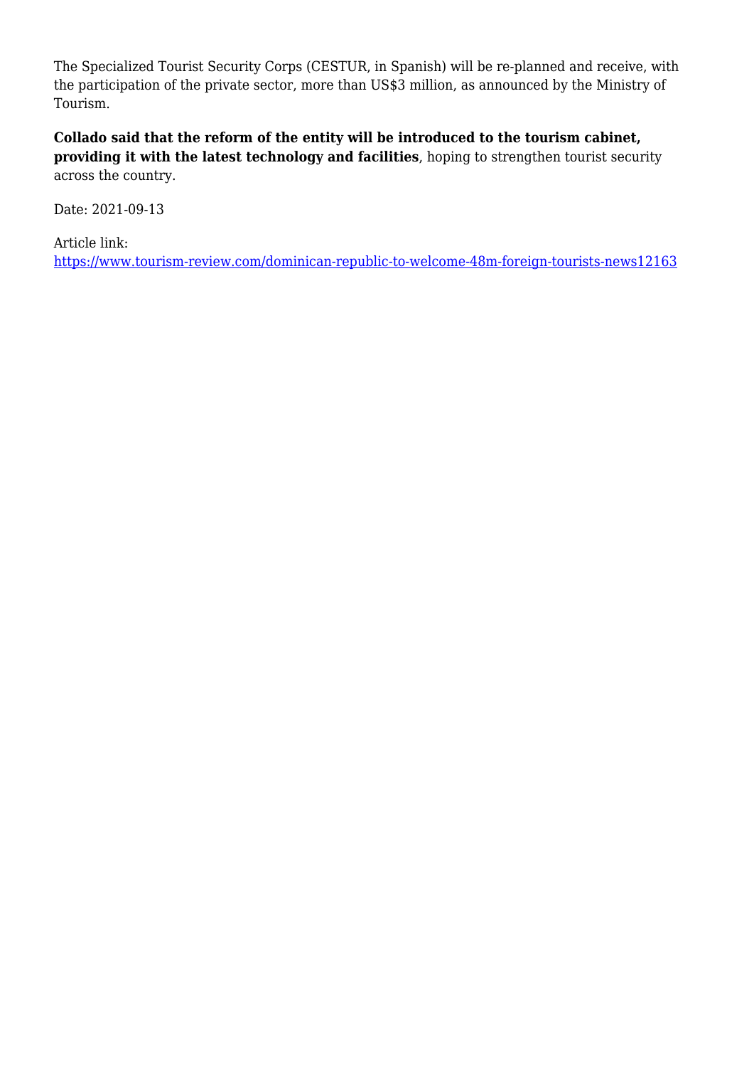The Specialized Tourist Security Corps (CESTUR, in Spanish) will be re-planned and receive, with the participation of the private sector, more than US$3 million, as announced by the Ministry of Tourism.

**Collado said that the reform of the entity will be introduced to the tourism cabinet, providing it with the latest technology and facilities**, hoping to strengthen tourist security across the country.

Date: 2021-09-13

Article link:
https://www.tourism-review.com/dominican-republic-to-welcome-48m-foreign-tourists-news12163